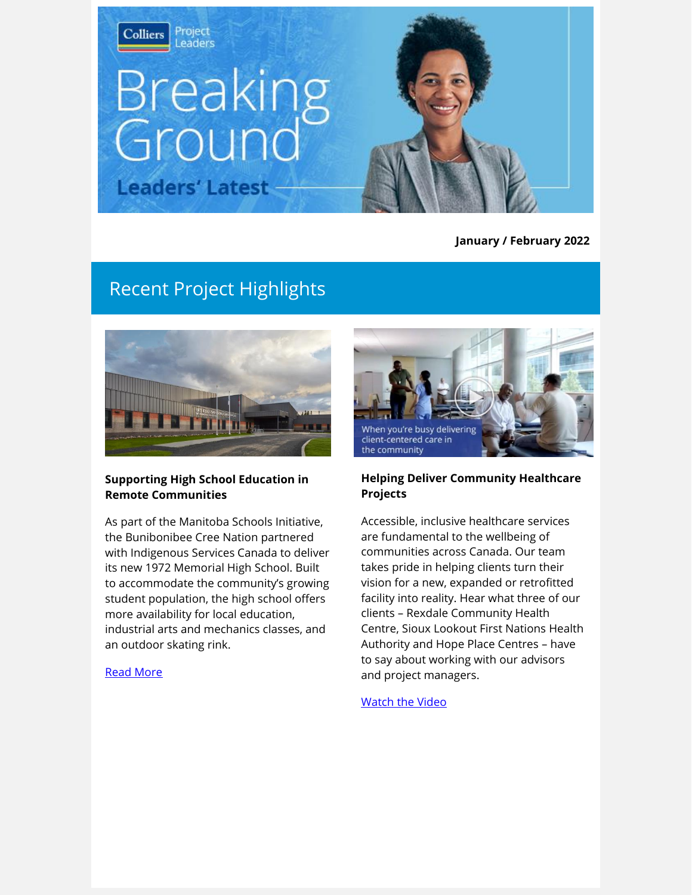Colliers Project Leaders

# Breaking Ground

Leaders' Latest

**January / February 2022**

## Recent Project Highlights

When you're busy delivering client-centered care in the community

### Supporting High School Education in Remote Communities

As part of the Manitoba Schools Initiative, the Bunibonibee Cree Nation partnered with Indigenous Services Canada to deliver its new 1972 Memorial High School. Built to accommodate the community's growing student population, the high school offers more availability for local education, industrial arts and mechanics classes, and an outdoor skating rink.

Read More

### Helping Deliver Community Healthcare Projects

Accessible, inclusive healthcare services are fundamental to the wellbeing of communities across Canada. Our team takes pride in helping clients turn their vision for a new, expanded or retrofitted facility into reality. Hear what three of our clients – Rexdale Community Health Centre, Sioux Lookout First Nations Health Authority and Hope Place Centres – have to say about working with our advisors and project managers.

Watch the Video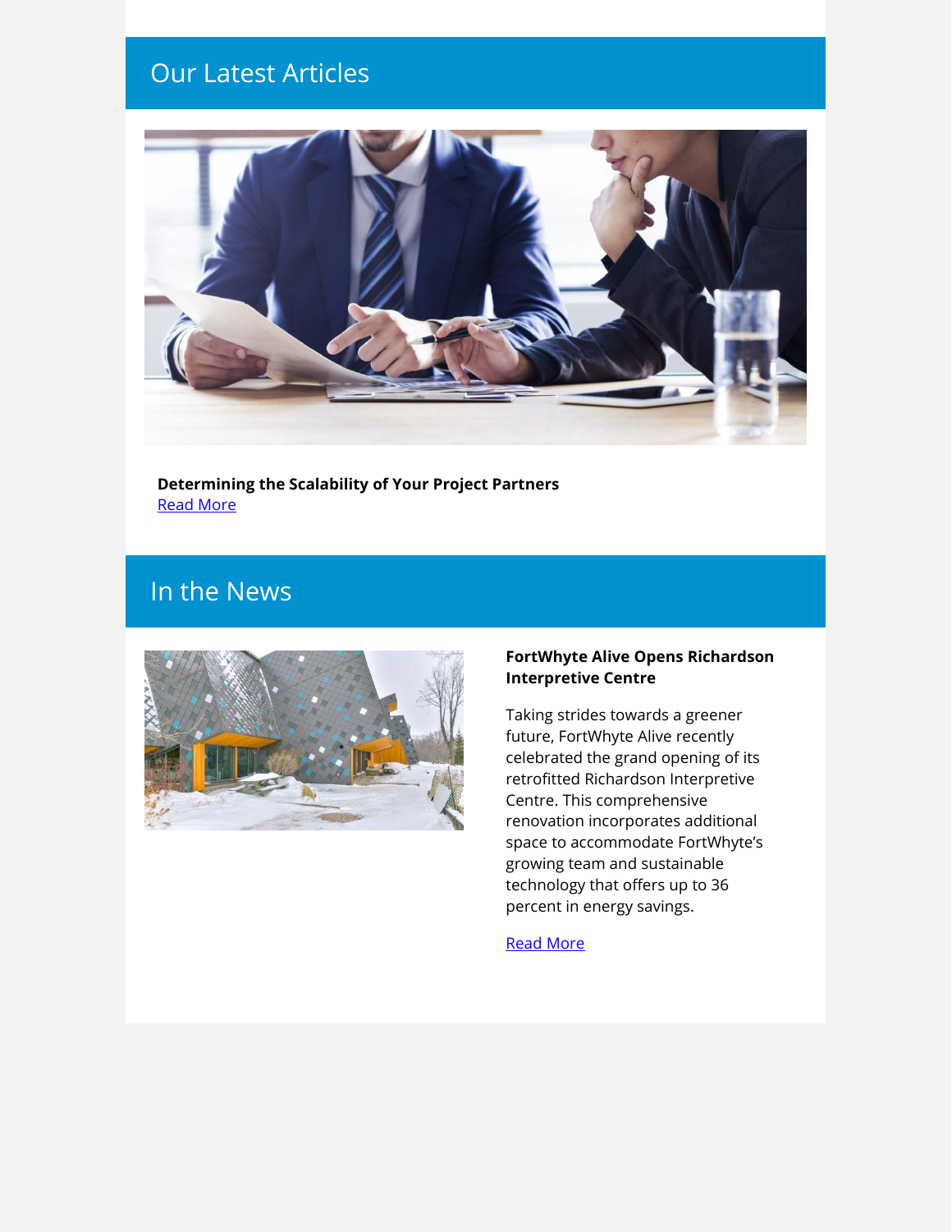## Our Latest Articles

**Determining the Scalability of Your Project Partners**
Read More

## In the News

**FortWhyte Alive Opens Richardson Interpretive Centre**

Taking strides towards a greener future, FortWhyte Alive recently celebrated the grand opening of its retrofitted Richardson Interpretive Centre. This comprehensive renovation incorporates additional space to accommodate FortWhyte's growing team and sustainable technology that offers up to 36 percent in energy savings.

Read More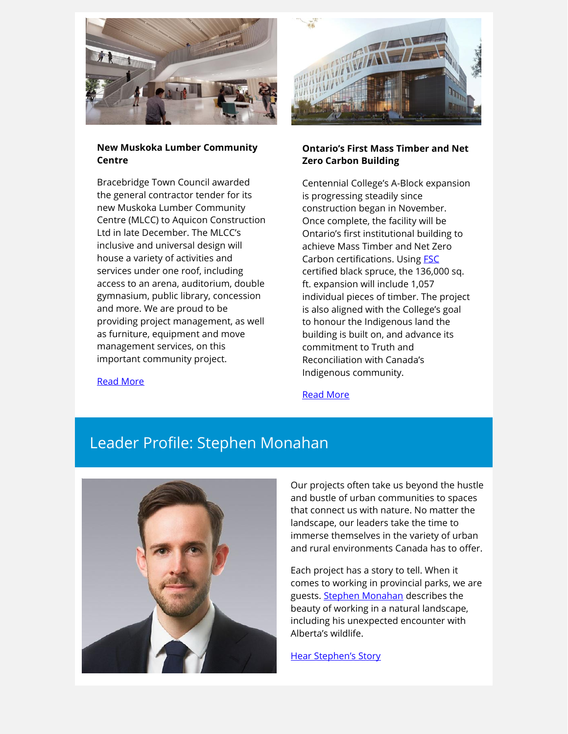### New Muskoka Lumber Community Centre

Bracebridge Town Council awarded the general contractor tender for its new Muskoka Lumber Community Centre (MLCC) to Aquicon Construction Ltd in late December. The MLCC's inclusive and universal design will house a variety of activities and services under one roof, including access to an arena, auditorium, double gymnasium, public library, concession and more. We are proud to be providing project management, as well as furniture, equipment and move management services, on this important community project.

Read More

### Ontario's First Mass Timber and Net Zero Carbon Building

Centennial College's A-Block expansion is progressing steadily since construction began in November. Once complete, the facility will be Ontario's first institutional building to achieve Mass Timber and Net Zero Carbon certifications. Using FSC certified black spruce, the 136,000 sq. ft. expansion will include 1,057 individual pieces of timber. The project is also aligned with the College's goal to honour the Indigenous land the building is built on, and advance its commitment to Truth and Reconciliation with Canada's Indigenous community.

Read More

## Leader Profile: Stephen Monahan

Our projects often take us beyond the hustle and bustle of urban communities to spaces that connect us with nature. No matter the landscape, our leaders take the time to immerse themselves in the variety of urban and rural environments Canada has to offer.

Each project has a story to tell. When it comes to working in provincial parks, we are guests. Stephen Monahan describes the beauty of working in a natural landscape, including his unexpected encounter with Alberta's wildlife.

Hear Stephen's Story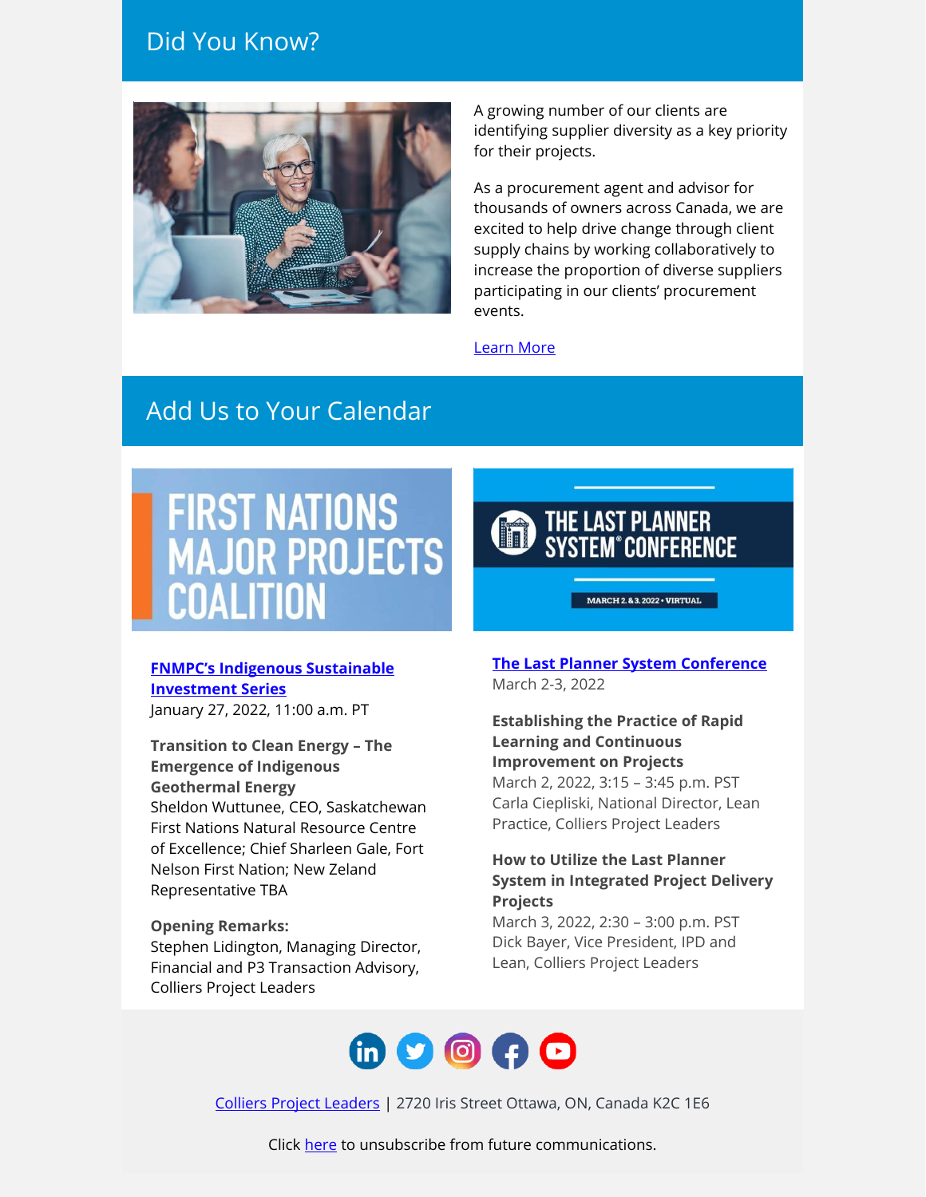## Did You Know?

A growing number of our clients are identifying supplier diversity as a key priority for their projects.

As a procurement agent and advisor for thousands of owners across Canada, we are excited to help drive change through client supply chains by working collaboratively to increase the proportion of diverse suppliers participating in our clients' procurement events.

Learn More

## Add Us to Your Calendar

FIRST NATIONS MAJOR PROJECTS COALITION

**FNMPC's Indigenous Sustainable Investment Series**
January 27, 2022, 11:00 a.m. PT

**Transition to Clean Energy – The Emergence of Indigenous Geothermal Energy**
Sheldon Wuttunee, CEO, Saskatchewan First Nations Natural Resource Centre of Excellence; Chief Sharleen Gale, Fort Nelson First Nation; New Zeland Representative TBA

**Opening Remarks:**
Stephen Lidington, Managing Director, Financial and P3 Transaction Advisory, Colliers Project Leaders

THE LAST PLANNER SYSTEM® CONFERENCE

MARCH 2 & 3, 2022 • VIRTUAL

**The Last Planner System Conference**
March 2-3, 2022

**Establishing the Practice of Rapid Learning and Continuous Improvement on Projects**
March 2, 2022, 3:15 – 3:45 p.m. PST
Carla Ciepliski, National Director, Lean Practice, Colliers Project Leaders

**How to Utilize the Last Planner System in Integrated Project Delivery Projects**
March 3, 2022, 2:30 – 3:00 p.m. PST
Dick Bayer, Vice President, IPD and Lean, Colliers Project Leaders

Colliers Project Leaders | 2720 Iris Street Ottawa, ON, Canada K2C 1E6

Click here to unsubscribe from future communications.